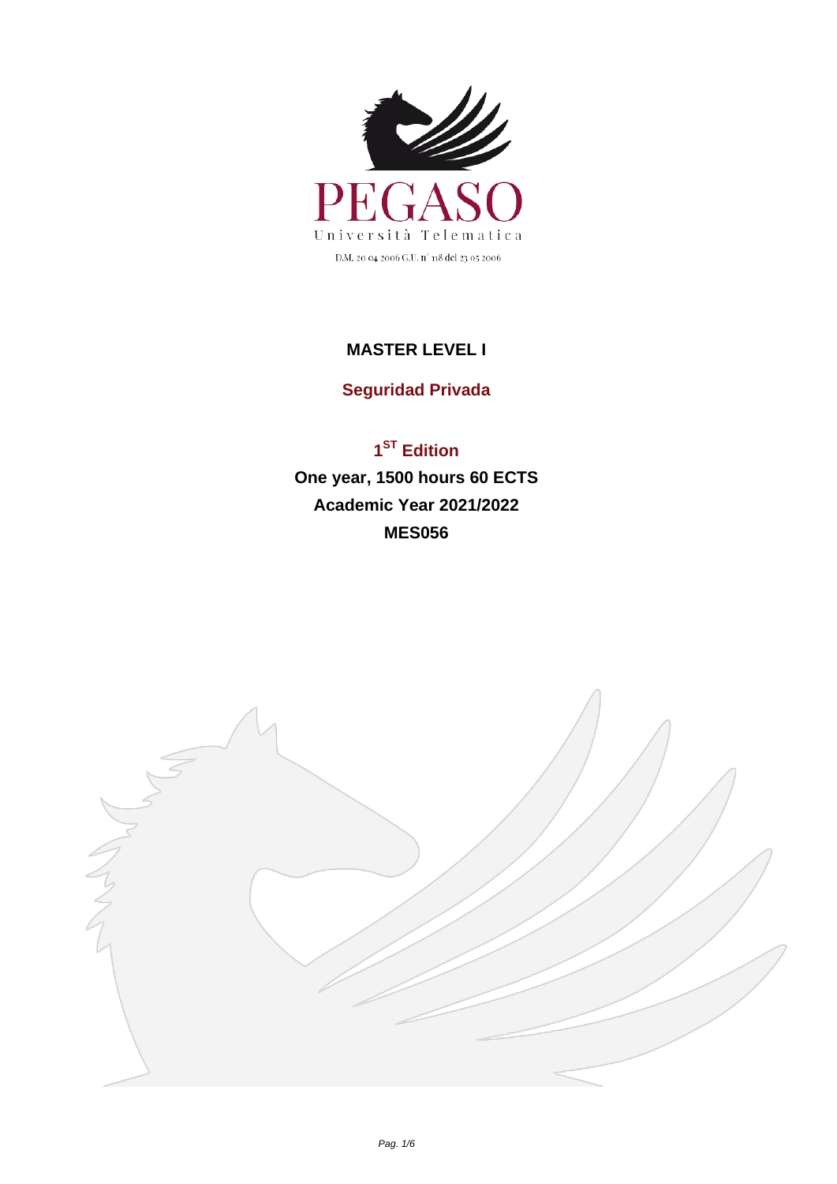PEGASO

Università Telematica

D.M. 20 04 2006 G.U. n° 118 del 23 05 2006

# MASTER LEVEL I

## Seguridad Privada

**1ST Edition**

**One year, 1500 hours 60 ECTS**

**Academic Year 2021/2022**

**MES056**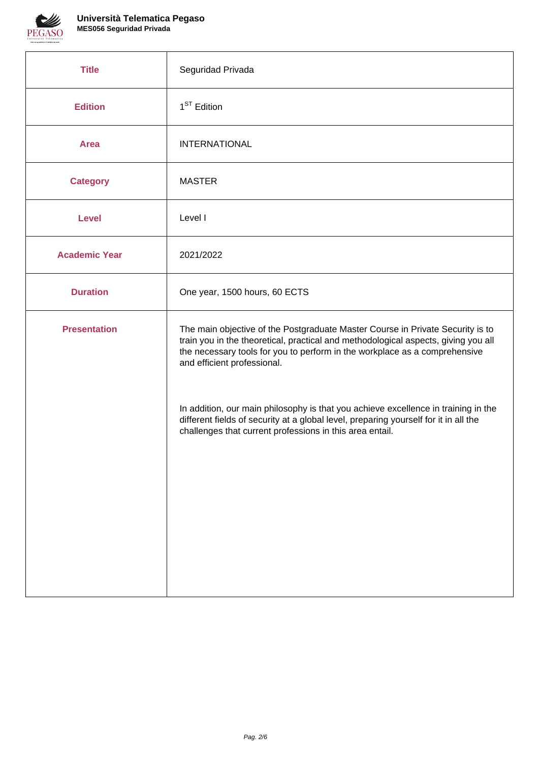| Title | Seguridad Privada |
|---|---|
| Edition | 1ST Edition |
| Area | INTERNATIONAL |
| Category | MASTER |
| Level | Level I |
| Academic Year | 2021/2022 |
| Duration | One year, 1500 hours, 60 ECTS |
| Presentation | The main objective of the Postgraduate Master Course in Private Security is to train you in the theoretical, practical and methodological aspects, giving you all the necessary tools for you to perform in the workplace as a comprehensive and efficient professional.<br><br>In addition, our main philosophy is that you achieve excellence in training in the different fields of security at a global level, preparing yourself for it in all the challenges that current professions in this area entail. |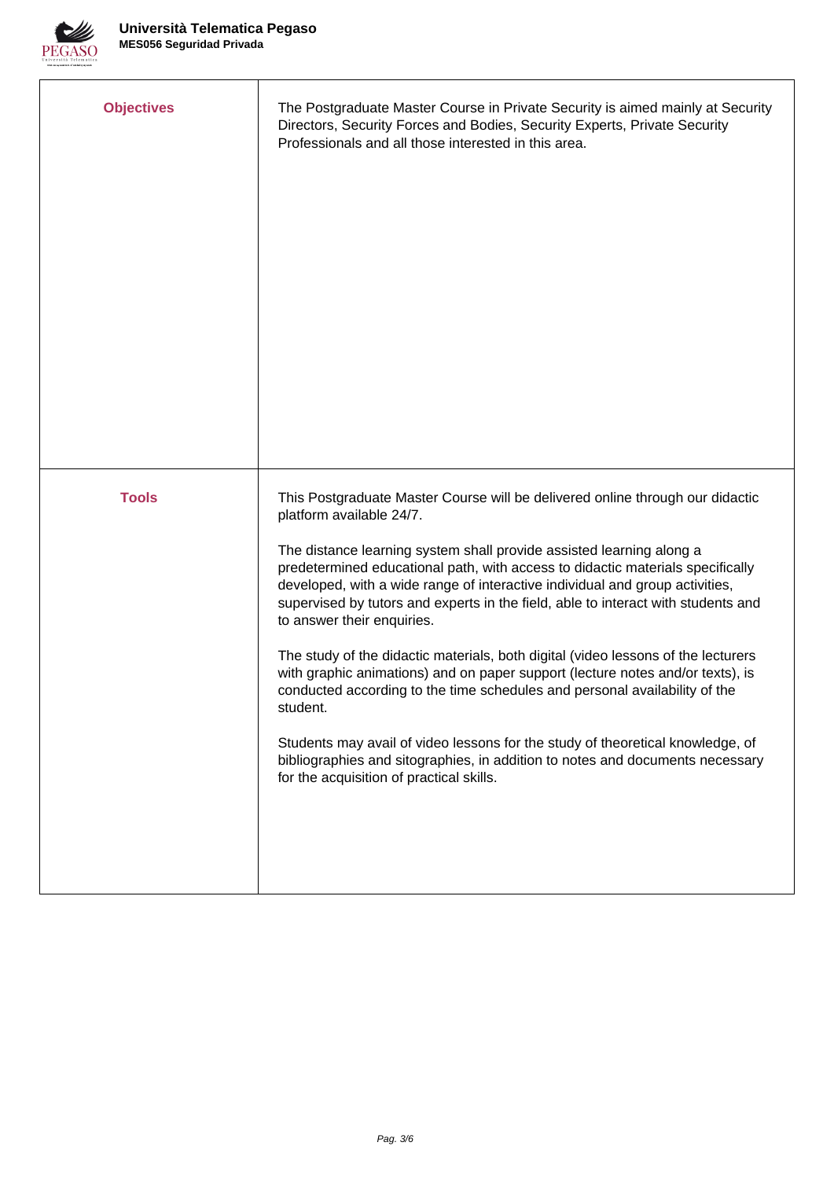| | |
|---|---|
| **Objectives** | The Postgraduate Master Course in Private Security is aimed mainly at Security Directors, Security Forces and Bodies, Security Experts, Private Security Professionals and all those interested in this area. |
| **Tools** | This Postgraduate Master Course will be delivered online through our didactic platform available 24/7.<br><br>The distance learning system shall provide assisted learning along a predetermined educational path, with access to didactic materials specifically developed, with a wide range of interactive individual and group activities, supervised by tutors and experts in the field, able to interact with students and to answer their enquiries.<br><br>The study of the didactic materials, both digital (video lessons of the lecturers with graphic animations) and on paper support (lecture notes and/or texts), is conducted according to the time schedules and personal availability of the student.<br><br>Students may avail of video lessons for the study of theoretical knowledge, of bibliographies and sitographies, in addition to notes and documents necessary for the acquisition of practical skills. |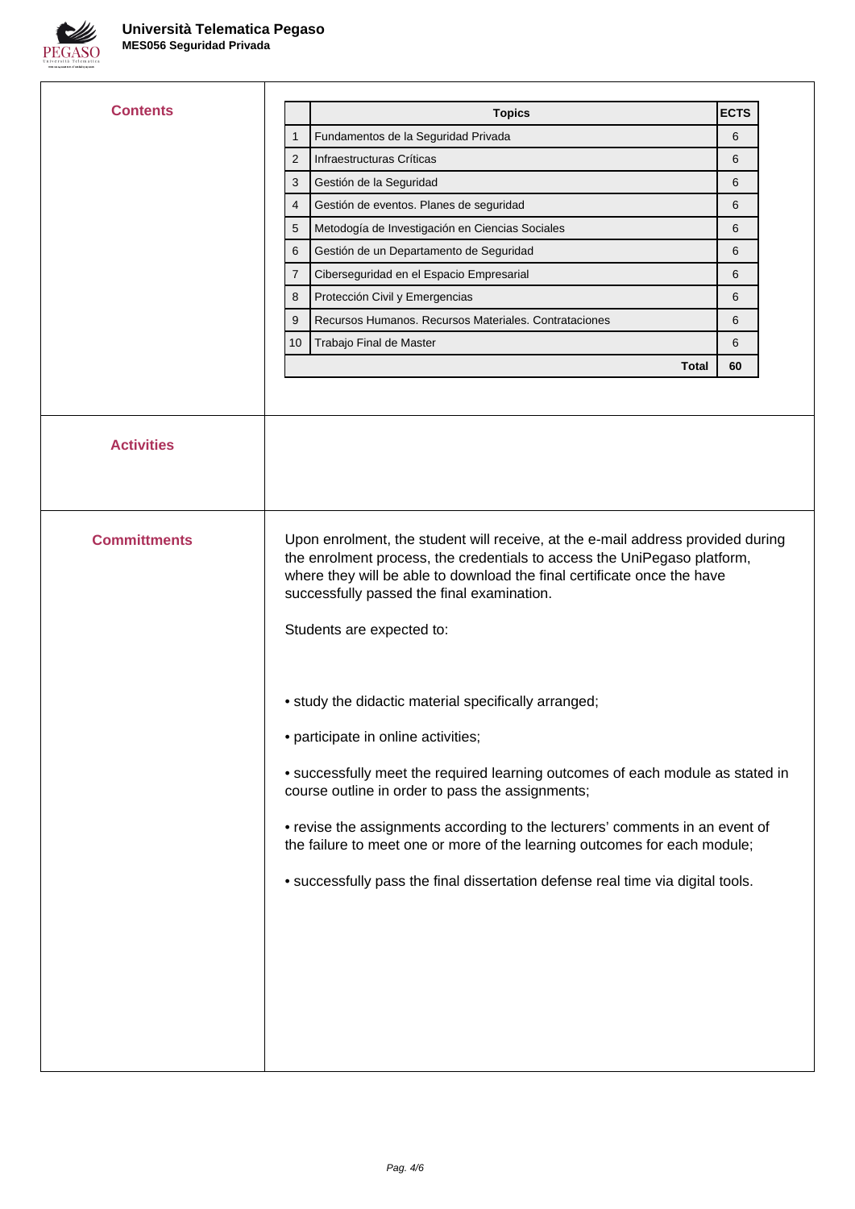## Contents

| | Topics | ECTS |
|---|---|---|
| 1 | Fundamentos de la Seguridad Privada | 6 |
| 2 | Infraestructuras Críticas | 6 |
| 3 | Gestión de la Seguridad | 6 |
| 4 | Gestión de eventos. Planes de seguridad | 6 |
| 5 | Metodogía de Investigación en Ciencias Sociales | 6 |
| 6 | Gestión de un Departamento de Seguridad | 6 |
| 7 | Ciberseguridad en el Espacio Empresarial | 6 |
| 8 | Protección Civil y Emergencias | 6 |
| 9 | Recursos Humanos. Recursos Materiales. Contrataciones | 6 |
| 10 | Trabajo Final de Master | 6 |
| | **Total** | **60** |

## Activities

## Committments

Upon enrolment, the student will receive, at the e-mail address provided during the enrolment process, the credentials to access the UniPegaso platform, where they will be able to download the final certificate once the have successfully passed the final examination.

Students are expected to:

- study the didactic material specifically arranged;
- participate in online activities;
- successfully meet the required learning outcomes of each module as stated in course outline in order to pass the assignments;
- revise the assignments according to the lecturers' comments in an event of the failure to meet one or more of the learning outcomes for each module;
- successfully pass the final dissertation defense real time via digital tools.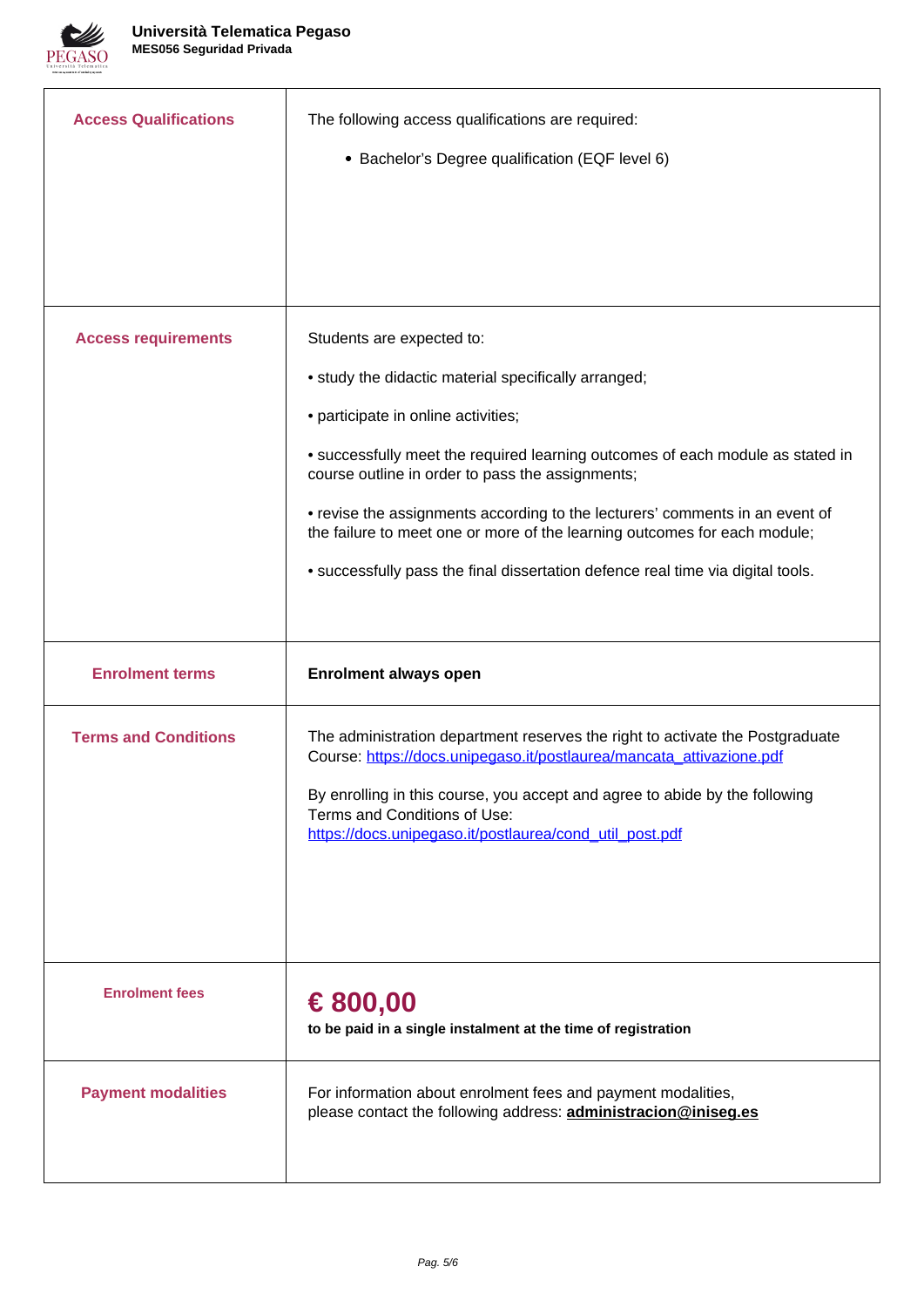| | |
|---|---|
| **Access Qualifications** | The following access qualifications are required:<br><br>• Bachelor's Degree qualification (EQF level 6) |
| **Access requirements** | Students are expected to:<br><br>• study the didactic material specifically arranged;<br><br>• participate in online activities;<br><br>• successfully meet the required learning outcomes of each module as stated in course outline in order to pass the assignments;<br><br>• revise the assignments according to the lecturers' comments in an event of the failure to meet one or more of the learning outcomes for each module;<br><br>• successfully pass the final dissertation defence real time via digital tools. |
| **Enrolment terms** | **Enrolment always open** |
| **Terms and Conditions** | The administration department reserves the right to activate the Postgraduate Course: [https://docs.unipegaso.it/postlaurea/mancata_attivazione.pdf](https://docs.unipegaso.it/postlaurea/mancata_attivazione.pdf)<br><br>By enrolling in this course, you accept and agree to abide by the following Terms and Conditions of Use:<br>[https://docs.unipegaso.it/postlaurea/cond_util_post.pdf](https://docs.unipegaso.it/postlaurea/cond_util_post.pdf) |
| **Enrolment fees** | **€ 800,00**<br>**to be paid in a single instalment at the time of registration** |
| **Payment modalities** | For information about enrolment fees and payment modalities,<br>please contact the following address: **administracion@iniseg.es** |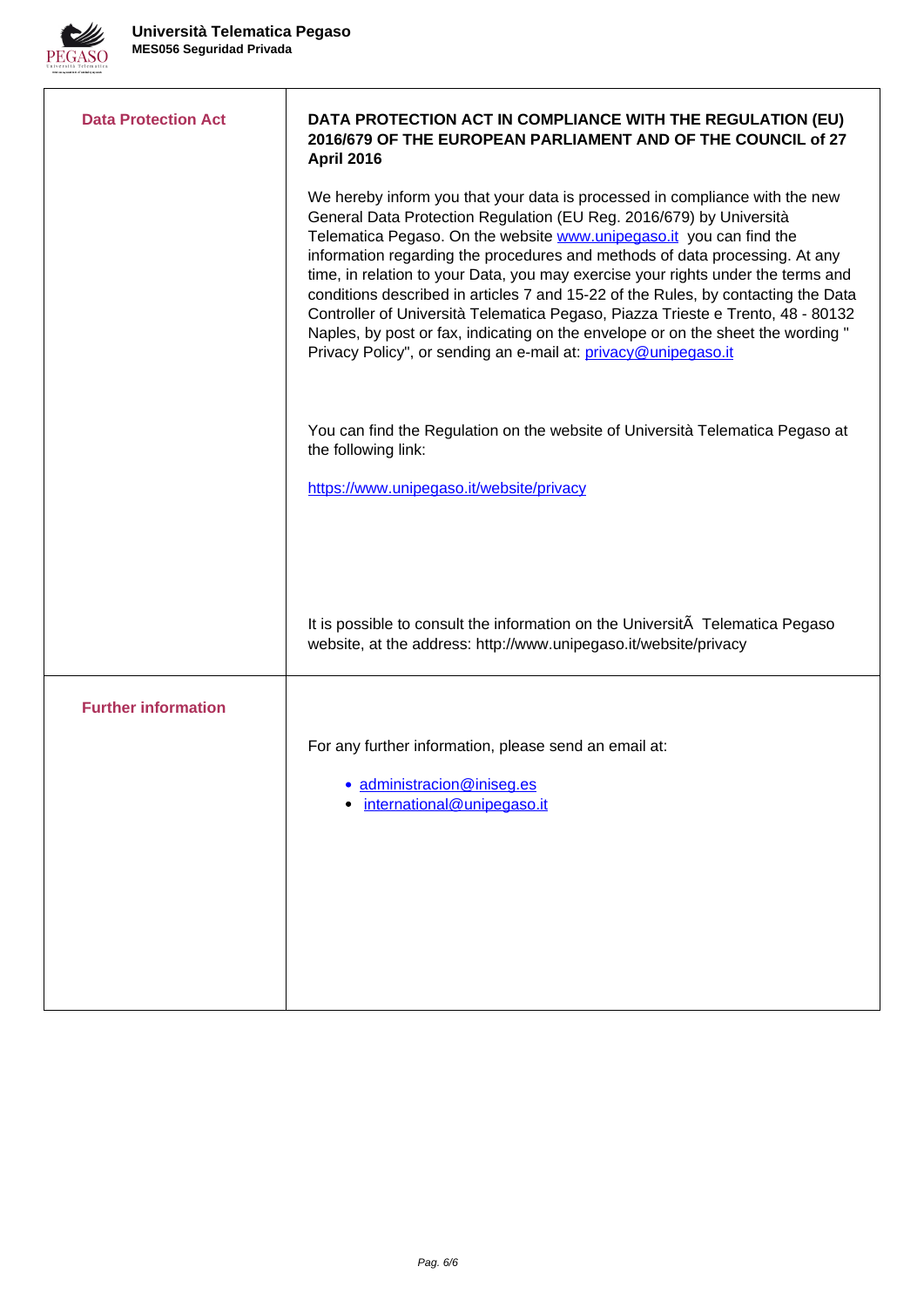| | |
|---|---|
| **Data Protection Act** | **DATA PROTECTION ACT IN COMPLIANCE WITH THE REGULATION (EU) 2016/679 OF THE EUROPEAN PARLIAMENT AND OF THE COUNCIL of 27 April 2016**<br><br>We hereby inform you that your data is processed in compliance with the new General Data Protection Regulation (EU Reg. 2016/679) by Università Telematica Pegaso. On the website www.unipegaso.it you can find the information regarding the procedures and methods of data processing. At any time, in relation to your Data, you may exercise your rights under the terms and conditions described in articles 7 and 15-22 of the Rules, by contacting the Data Controller of Università Telematica Pegaso, Piazza Trieste e Trento, 48 - 80132 Naples, by post or fax, indicating on the envelope or on the sheet the wording " Privacy Policy", or sending an e-mail at: privacy@unipegaso.it<br><br>You can find the Regulation on the website of Università Telematica Pegaso at the following link:<br><br>https://www.unipegaso.it/website/privacy<br><br>It is possible to consult the information on the UniversitÃ  Telematica Pegaso website, at the address: http://www.unipegaso.it/website/privacy |
| **Further information** | For any further information, please send an email at:<br><br>• administracion@iniseg.es<br>• international@unipegaso.it |